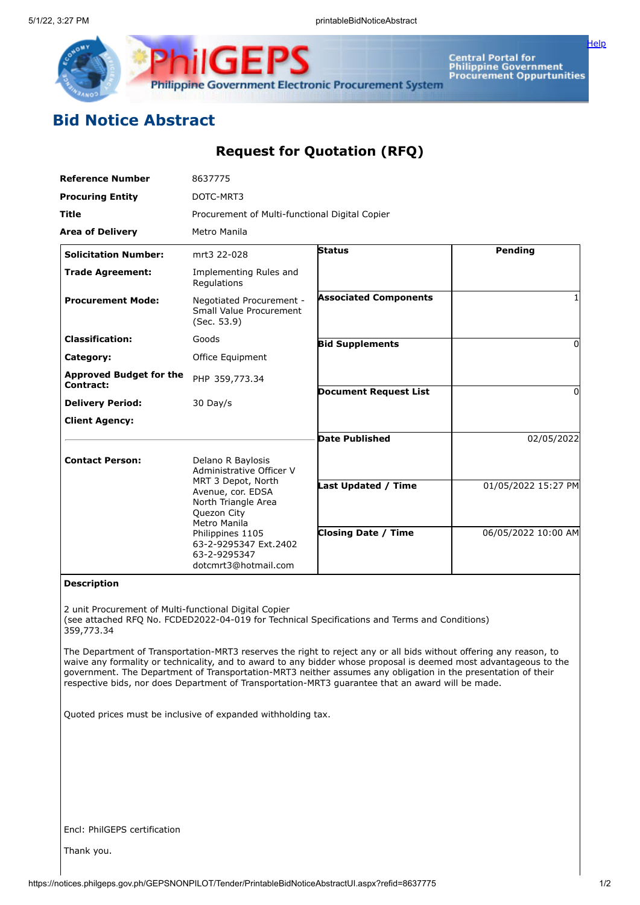# Bid Notice Abstract

## Request for Quotation (RFQ)

| | |
|---|---|
| **Reference Number** | 8637775 |
| **Procuring Entity** | DOTC-MRT3 |
| **Title** | Procurement of Multi-functional Digital Copier |
| **Area of Delivery** | Metro Manila |

| | | | |
|---|---|---|---|
| **Solicitation Number:** | mrt3 22-028 | **Status** | Pending |
| **Trade Agreement:** | Implementing Rules and Regulations | **Associated Components** | 1 |
| **Procurement Mode:** | Negotiated Procurement - Small Value Procurement (Sec. 53.9) | **Bid Supplements** | 0 |
| **Classification:** | Goods | **Document Request List** | 0 |
| **Category:** | Office Equipment | **Date Published** | 02/05/2022 |
| **Approved Budget for the Contract:** | PHP 359,773.34 | **Last Updated / Time** | 01/05/2022 15:27 PM |
| **Delivery Period:** | 30 Day/s | **Closing Date / Time** | 06/05/2022 10:00 AM |
| **Client Agency:** | | | |
| **Contact Person:** | Delano R Baylosis<br>Administrative Officer V<br>MRT 3 Depot, North Avenue, cor. EDSA<br>North Triangle Area<br>Quezon City<br>Metro Manila<br>Philippines 1105<br>63-2-9295347 Ext.2402<br>63-2-9295347<br>dotcmrt3@hotmail.com | | |

**Description**

2 unit Procurement of Multi-functional Digital Copier
(see attached RFQ No. FCDED2022-04-019 for Technical Specifications and Terms and Conditions)
359,773.34

The Department of Transportation-MRT3 reserves the right to reject any or all bids without offering any reason, to waive any formality or technicality, and to award to any bidder whose proposal is deemed most advantageous to the government. The Department of Transportation-MRT3 neither assumes any obligation in the presentation of their respective bids, nor does Department of Transportation-MRT3 guarantee that an award will be made.

Quoted prices must be inclusive of expanded withholding tax.

Encl: PhilGEPS certification

Thank you.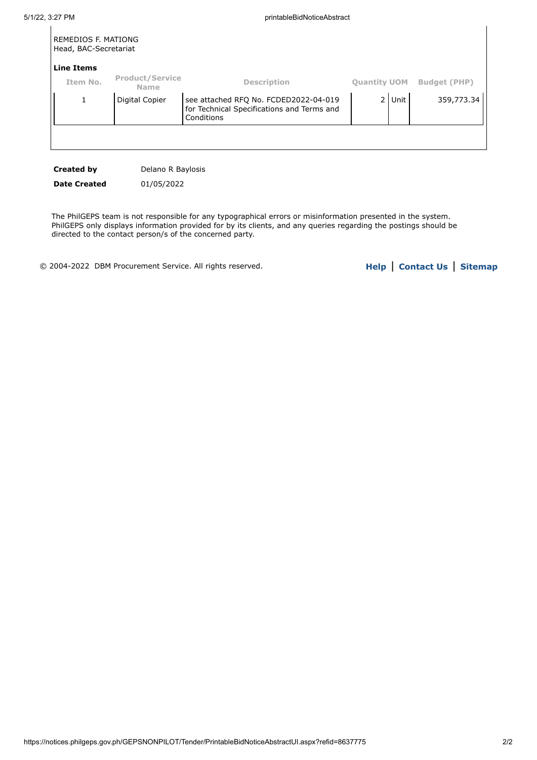REMEDIOS F. MATIONG
Head, BAC-Secretariat

**Line Items**

| Item No. | Product/Service Name | Description | Quantity | UOM | Budget (PHP) |
| --- | --- | --- | --- | --- | --- |
| 1 | Digital Copier | see attached RFQ No. FCDED2022-04-019 for Technical Specifications and Terms and Conditions | 2 | Unit | 359,773.34 |

**Created by** Delano R Baylosis

**Date Created** 01/05/2022

The PhilGEPS team is not responsible for any typographical errors or misinformation presented in the system. PhilGEPS only displays information provided for by its clients, and any queries regarding the postings should be directed to the contact person/s of the concerned party.

© 2004-2022 DBM Procurement Service. All rights reserved.

**Help** | **Contact Us** | **Sitemap**